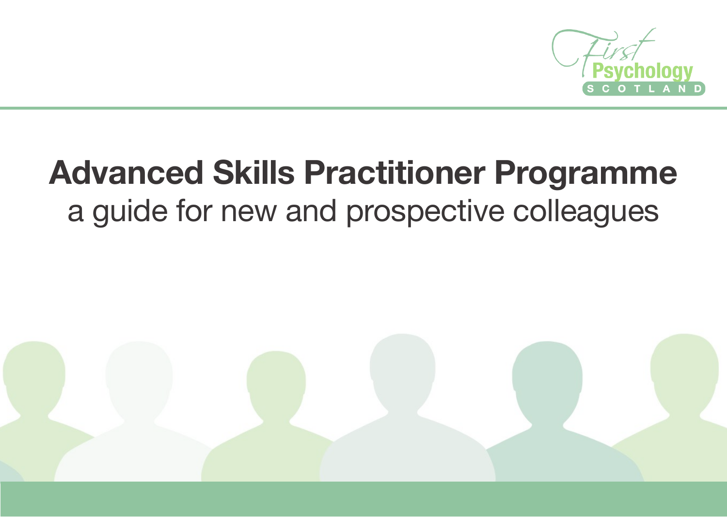First Psychology SCOTLAND

# Advanced Skills Practitioner Programme

## a guide for new and prospective colleagues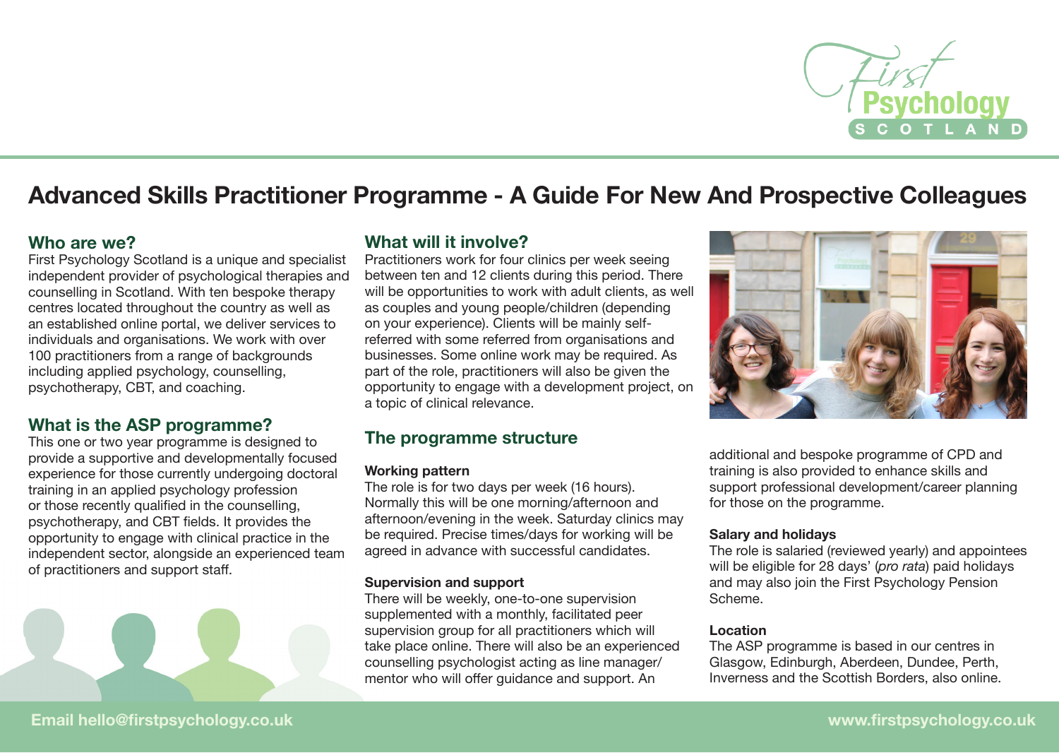# Advanced Skills Practitioner Programme - A Guide For New And Prospective Colleagues

## Who are we?

First Psychology Scotland is a unique and specialist independent provider of psychological therapies and counselling in Scotland. With ten bespoke therapy centres located throughout the country as well as an established online portal, we deliver services to individuals and organisations. We work with over 100 practitioners from a range of backgrounds including applied psychology, counselling, psychotherapy, CBT, and coaching.

## What is the ASP programme?

This one or two year programme is designed to provide a supportive and developmentally focused experience for those currently undergoing doctoral training in an applied psychology profession or those recently qualified in the counselling, psychotherapy, and CBT fields. It provides the opportunity to engage with clinical practice in the independent sector, alongside an experienced team of practitioners and support staff.

## What will it involve?

Practitioners work for four clinics per week seeing between ten and 12 clients during this period. There will be opportunities to work with adult clients, as well as couples and young people/children (depending on your experience). Clients will be mainly self-referred with some referred from organisations and businesses. Some online work may be required. As part of the role, practitioners will also be given the opportunity to engage with a development project, on a topic of clinical relevance.

## The programme structure

### Working pattern

The role is for two days per week (16 hours). Normally this will be one morning/afternoon and afternoon/evening in the week. Saturday clinics may be required. Precise times/days for working will be agreed in advance with successful candidates.

### Supervision and support

There will be weekly, one-to-one supervision supplemented with a monthly, facilitated peer supervision group for all practitioners which will take place online. There will also be an experienced counselling psychologist acting as line manager/ mentor who will offer guidance and support. An additional and bespoke programme of CPD and training is also provided to enhance skills and support professional development/career planning for those on the programme.

### Salary and holidays

The role is salaried (reviewed yearly) and appointees will be eligible for 28 days' (*pro rata*) paid holidays and may also join the First Psychology Pension Scheme.

### Location

The ASP programme is based in our centres in Glasgow, Edinburgh, Aberdeen, Dundee, Perth, Inverness and the Scottish Borders, also online.

**Email hello@firstpsychology.co.uk**

**www.firstpsychology.co.uk**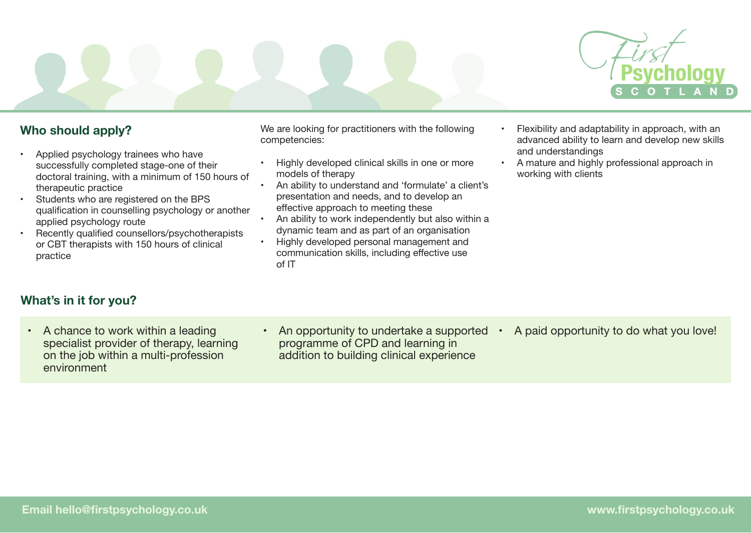## Who should apply?

- Applied psychology trainees who have successfully completed stage-one of their doctoral training, with a minimum of 150 hours of therapeutic practice
- Students who are registered on the BPS qualification in counselling psychology or another applied psychology route
- Recently qualified counsellors/psychotherapists or CBT therapists with 150 hours of clinical practice

We are looking for practitioners with the following competencies:

- Highly developed clinical skills in one or more models of therapy
- An ability to understand and 'formulate' a client's presentation and needs, and to develop an effective approach to meeting these
- An ability to work independently but also within a dynamic team and as part of an organisation
- Highly developed personal management and communication skills, including effective use of IT
- Flexibility and adaptability in approach, with an advanced ability to learn and develop new skills and understandings
- A mature and highly professional approach in working with clients

## What's in it for you?

- A chance to work within a leading specialist provider of therapy, learning on the job within a multi-profession environment
- An opportunity to undertake a supported programme of CPD and learning in addition to building clinical experience
- A paid opportunity to do what you love!

**Email hello@firstpsychology.co.uk**

**www.firstpsychology.co.uk**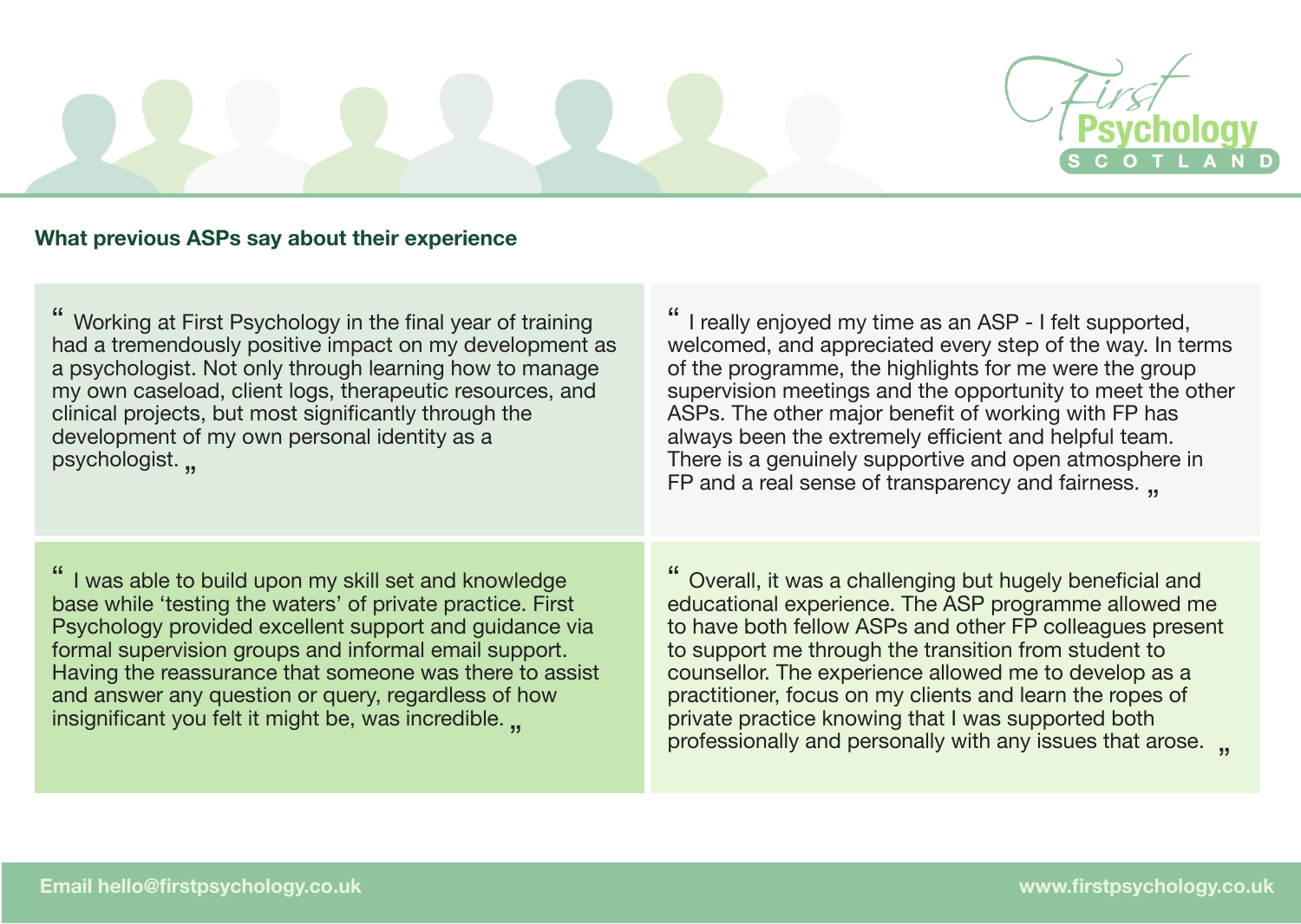## What previous ASPs say about their experience

> “ Working at First Psychology in the final year of training had a tremendously positive impact on my development as a psychologist. Not only through learning how to manage my own caseload, client logs, therapeutic resources, and clinical projects, but most significantly through the development of my own personal identity as a psychologist. ”

> “ I really enjoyed my time as an ASP - I felt supported, welcomed, and appreciated every step of the way. In terms of the programme, the highlights for me were the group supervision meetings and the opportunity to meet the other ASPs. The other major benefit of working with FP has always been the extremely efficient and helpful team. There is a genuinely supportive and open atmosphere in FP and a real sense of transparency and fairness. ”

> “ I was able to build upon my skill set and knowledge base while ‘testing the waters’ of private practice. First Psychology provided excellent support and guidance via formal supervision groups and informal email support. Having the reassurance that someone was there to assist and answer any question or query, regardless of how insignificant you felt it might be, was incredible. ”

> “ Overall, it was a challenging but hugely beneficial and educational experience. The ASP programme allowed me to have both fellow ASPs and other FP colleagues present to support me through the transition from student to counsellor. The experience allowed me to develop as a practitioner, focus on my clients and learn the ropes of private practice knowing that I was supported both professionally and personally with any issues that arose. ”

**Email hello@firstpsychology.co.uk** **www.firstpsychology.co.uk**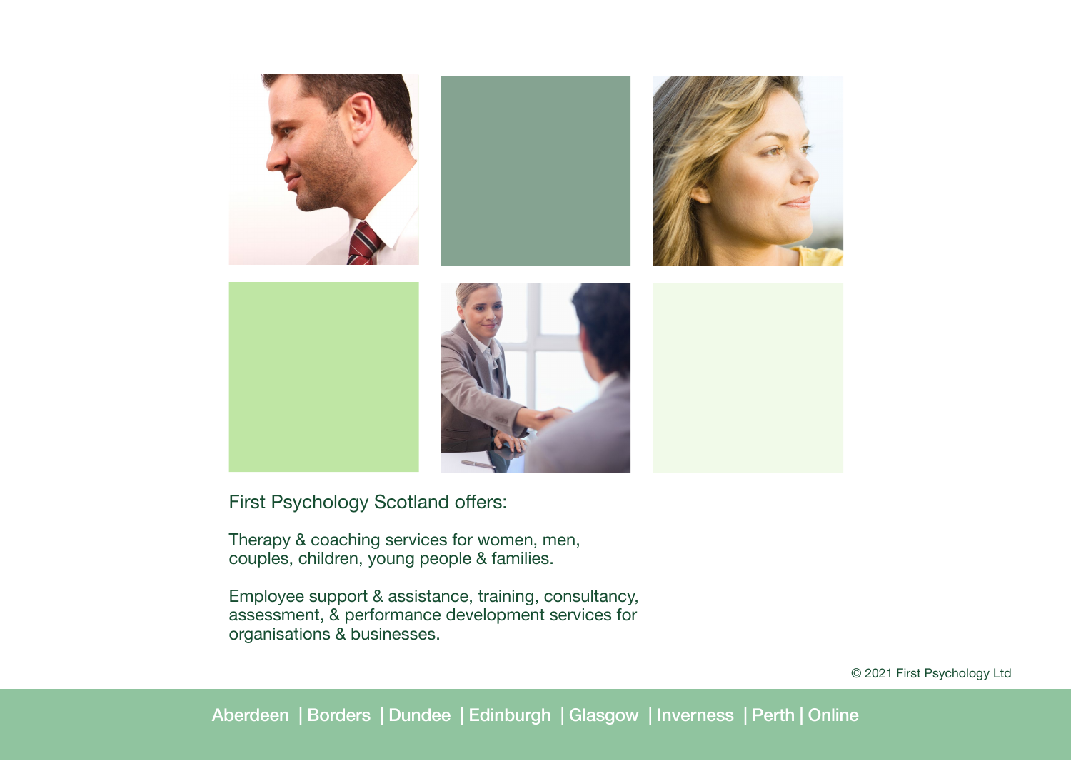First Psychology Scotland offers:

Therapy & coaching services for women, men, couples, children, young people & families.

Employee support & assistance, training, consultancy, assessment, & performance development services for organisations & businesses.

© 2021 First Psychology Ltd

Aberdeen | Borders | Dundee | Edinburgh | Glasgow | Inverness | Perth | Online